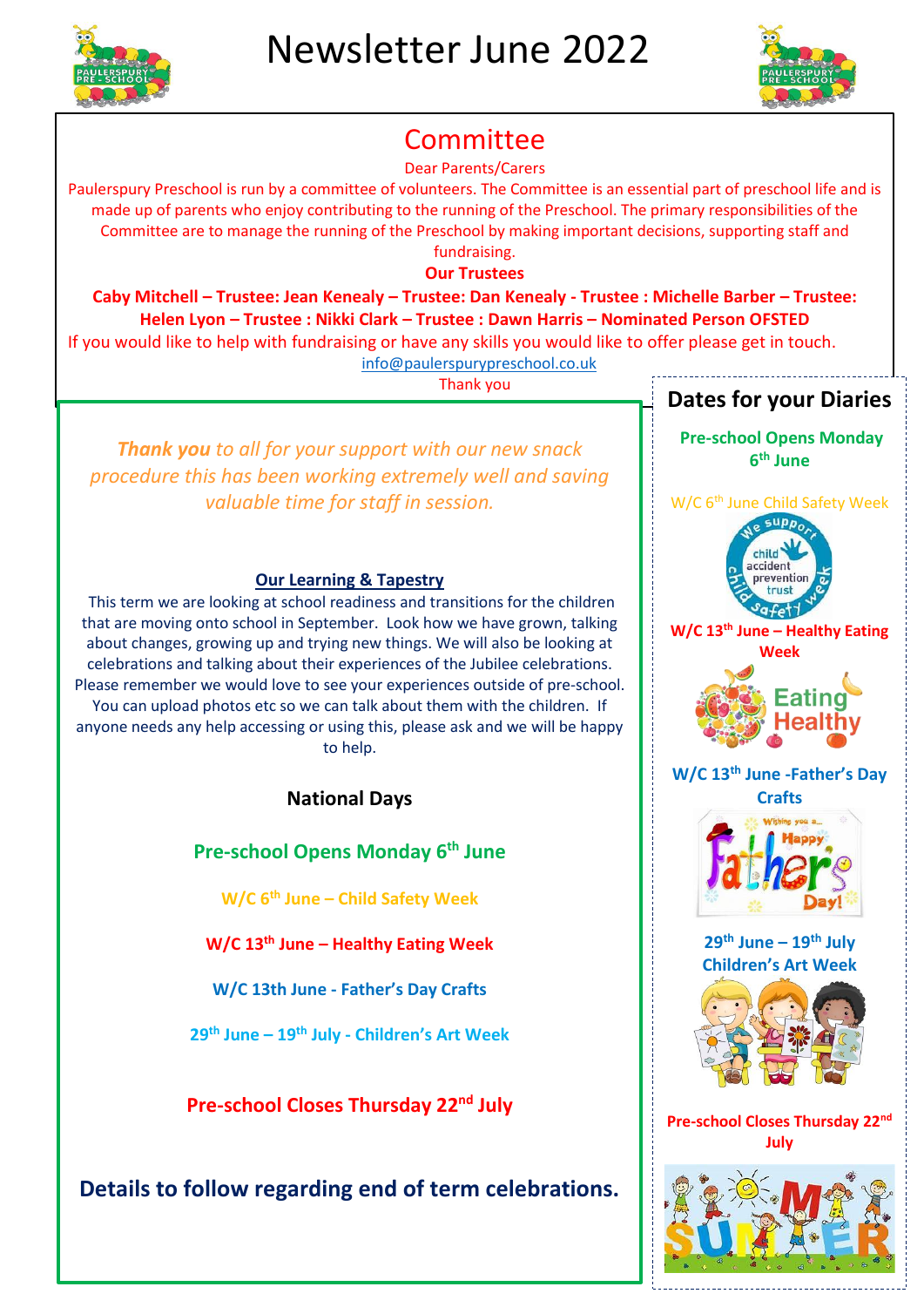# Newsletter June 2022

## Committee

Dear Parents/Carers

Paulerspury Preschool is run by a committee of volunteers. The Committee is an essential part of preschool life and is made up of parents who enjoy contributing to the running of the Preschool. The primary responsibilities of the Committee are to manage the running of the Preschool by making important decisions, supporting staff and fundraising.

**Our Trustees**

**Caby Mitchell – Trustee: Jean Kenealy – Trustee: Dan Kenealy - Trustee : Michelle Barber – Trustee: Helen Lyon – Trustee : Nikki Clark – Trustee : Dawn Harris – Nominated Person OFSTED**

If you would like to help with fundraising or have any skills you would like to offer please get in touch.

info@paulerspurypreschool.co.uk

Thank you

***Thank you*** *to all for your support with our new snack procedure this has been working extremely well and saving valuable time for staff in session.*

### Our Learning & Tapestry

This term we are looking at school readiness and transitions for the children that are moving onto school in September. Look how we have grown, talking about changes, growing up and trying new things. We will also be looking at celebrations and talking about their experiences of the Jubilee celebrations. Please remember we would love to see your experiences outside of pre-school. You can upload photos etc so we can talk about them with the children. If anyone needs any help accessing or using this, please ask and we will be happy to help.

### National Days

**Pre-school Opens Monday 6th June**

**W/C 6th June – Child Safety Week**

**W/C 13th June – Healthy Eating Week**

**W/C 13th June - Father's Day Crafts**

**29th June – 19th July - Children's Art Week**

**Pre-school Closes Thursday 22nd July**

**Details to follow regarding end of term celebrations.**

## Dates for your Diaries

**Pre-school Opens Monday 6th June**

W/C 6th June Child Safety Week

**W/C 13th June – Healthy Eating Week**

**W/C 13th June -Father's Day Crafts**

**29th June – 19th July Children's Art Week**

**Pre-school Closes Thursday 22nd July**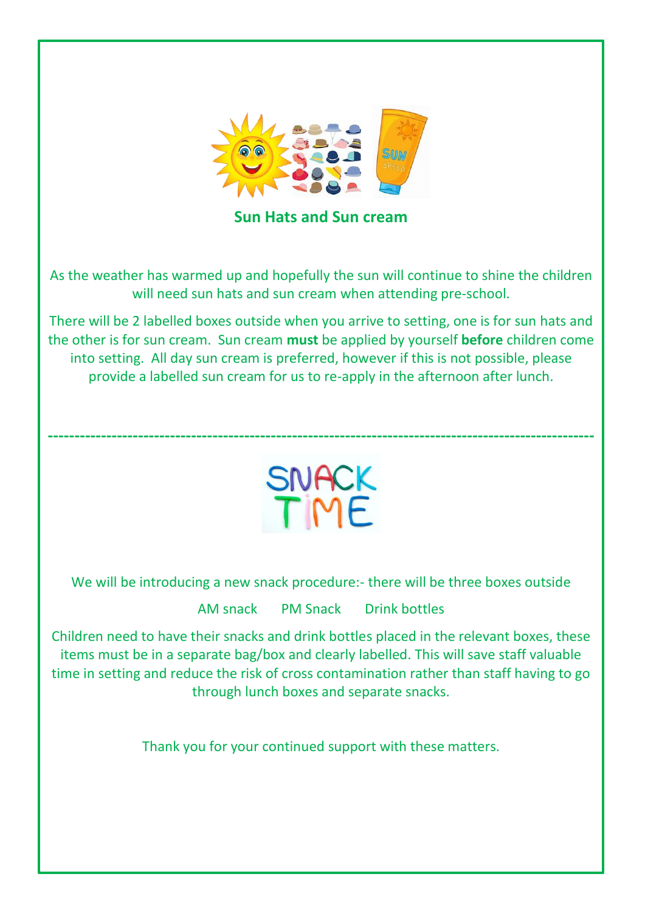## Sun Hats and Sun cream

As the weather has warmed up and hopefully the sun will continue to shine the children will need sun hats and sun cream when attending pre-school.

There will be 2 labelled boxes outside when you arrive to setting, one is for sun hats and the other is for sun cream. Sun cream **must** be applied by yourself **before** children come into setting. All day sun cream is preferred, however if this is not possible, please provide a labelled sun cream for us to re-apply in the afternoon after lunch.

---

## SNACK TIME

We will be introducing a new snack procedure:- there will be three boxes outside

AM snack    PM Snack    Drink bottles

Children need to have their snacks and drink bottles placed in the relevant boxes, these items must be in a separate bag/box and clearly labelled. This will save staff valuable time in setting and reduce the risk of cross contamination rather than staff having to go through lunch boxes and separate snacks.

Thank you for your continued support with these matters.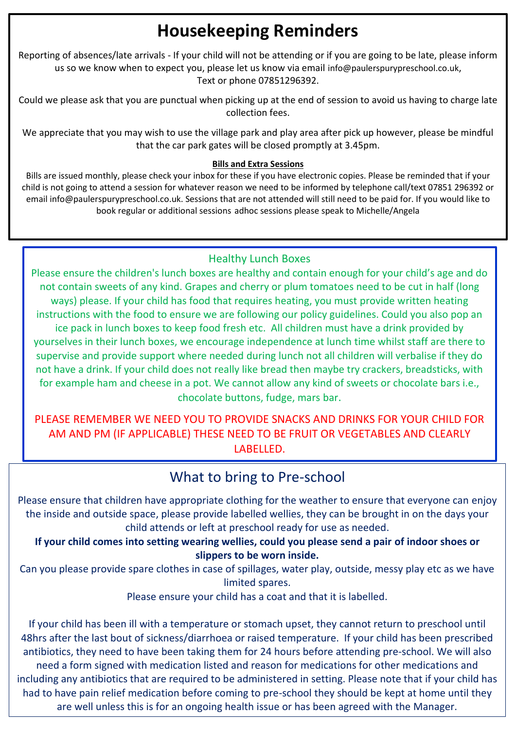# Housekeeping Reminders

Reporting of absences/late arrivals - If your child will not be attending or if you are going to be late, please inform us so we know when to expect you, please let us know via email info@paulerspurypreschool.co.uk, Text or phone 07851296392.

Could we please ask that you are punctual when picking up at the end of session to avoid us having to charge late collection fees.

We appreciate that you may wish to use the village park and play area after pick up however, please be mindful that the car park gates will be closed promptly at 3.45pm.

**Bills and Extra Sessions**

Bills are issued monthly, please check your inbox for these if you have electronic copies. Please be reminded that if your child is not going to attend a session for whatever reason we need to be informed by telephone call/text 07851 296392 or email info@paulerspurypreschool.co.uk. Sessions that are not attended will still need to be paid for. If you would like to book regular or additional sessions adhoc sessions please speak to Michelle/Angela

## Healthy Lunch Boxes

Please ensure the children's lunch boxes are healthy and contain enough for your child's age and do not contain sweets of any kind. Grapes and cherry or plum tomatoes need to be cut in half (long ways) please. If your child has food that requires heating, you must provide written heating instructions with the food to ensure we are following our policy guidelines. Could you also pop an ice pack in lunch boxes to keep food fresh etc. All children must have a drink provided by yourselves in their lunch boxes, we encourage independence at lunch time whilst staff are there to supervise and provide support where needed during lunch not all children will verbalise if they do not have a drink. If your child does not really like bread then maybe try crackers, breadsticks, with for example ham and cheese in a pot. We cannot allow any kind of sweets or chocolate bars i.e., chocolate buttons, fudge, mars bar.

PLEASE REMEMBER WE NEED YOU TO PROVIDE SNACKS AND DRINKS FOR YOUR CHILD FOR AM AND PM (IF APPLICABLE) THESE NEED TO BE FRUIT OR VEGETABLES AND CLEARLY LABELLED.

## What to bring to Pre-school

Please ensure that children have appropriate clothing for the weather to ensure that everyone can enjoy the inside and outside space, please provide labelled wellies, they can be brought in on the days your child attends or left at preschool ready for use as needed.

**If your child comes into setting wearing wellies, could you please send a pair of indoor shoes or slippers to be worn inside.**

Can you please provide spare clothes in case of spillages, water play, outside, messy play etc as we have limited spares.

Please ensure your child has a coat and that it is labelled.

If your child has been ill with a temperature or stomach upset, they cannot return to preschool until 48hrs after the last bout of sickness/diarrhoea or raised temperature. If your child has been prescribed antibiotics, they need to have been taking them for 24 hours before attending pre-school. We will also need a form signed with medication listed and reason for medications for other medications and including any antibiotics that are required to be administered in setting. Please note that if your child has had to have pain relief medication before coming to pre-school they should be kept at home until they are well unless this is for an ongoing health issue or has been agreed with the Manager.